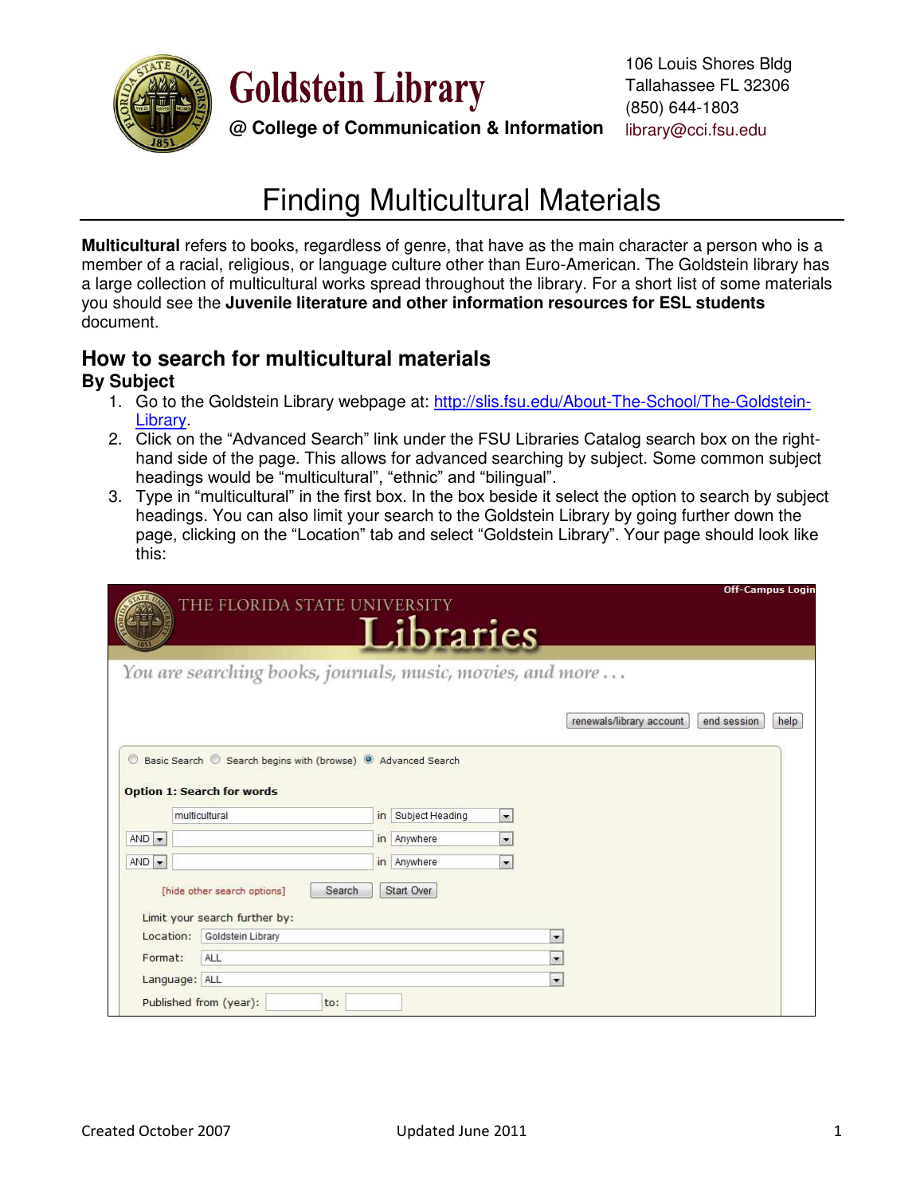# Goldstein Library

**@ College of Communication & Information**

106 Louis Shores Bldg
Tallahassee FL 32306
(850) 644-1803
library@cci.fsu.edu

# Finding Multicultural Materials

**Multicultural** refers to books, regardless of genre, that have as the main character a person who is a member of a racial, religious, or language culture other than Euro-American. The Goldstein library has a large collection of multicultural works spread throughout the library. For a short list of some materials you should see the **Juvenile literature and other information resources for ESL students** document.

## How to search for multicultural materials

### By Subject

1. Go to the Goldstein Library webpage at: http://slis.fsu.edu/About-The-School/The-Goldstein-Library.
2. Click on the "Advanced Search" link under the FSU Libraries Catalog search box on the right-hand side of the page. This allows for advanced searching by subject. Some common subject headings would be "multicultural", "ethnic" and "bilingual".
3. Type in "multicultural" in the first box. In the box beside it select the option to search by subject headings. You can also limit your search to the Goldstein Library by going further down the page, clicking on the "Location" tab and select "Goldstein Library". Your page should look like this:

THE FLORIDA STATE UNIVERSITY Libraries

Off-Campus Login

*You are searching books, journals, music, movies, and more . . .*

renewals/library account | end session | help

Basic Search | Search begins with (browse) | Advanced Search

**Option 1: Search for words**

| | | | |
|---|---|---|---|
| | multicultural | in | Subject Heading |
| AND | | in | Anywhere |
| AND | | in | Anywhere |

[hide other search options] | Search | Start Over

Limit your search further by:

Location: Goldstein Library
Format: ALL
Language: ALL
Published from (year): to:

Created October 2007 | Updated June 2011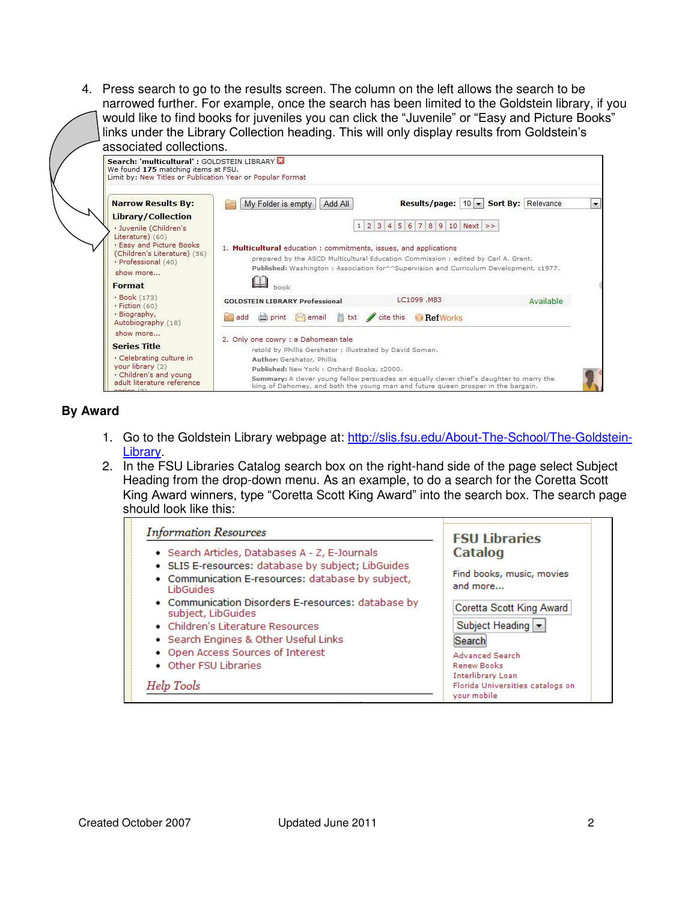4. Press search to go to the results screen. The column on the left allows the search to be narrowed further. For example, once the search has been limited to the Goldstein library, if you would like to find books for juveniles you can click the "Juvenile" or "Easy and Picture Books" links under the Library Collection heading. This will only display results from Goldstein's associated collections.

## By Award

1. Go to the Goldstein Library webpage at: [http://slis.fsu.edu/About-The-School/The-Goldstein-Library](http://slis.fsu.edu/About-The-School/The-Goldstein-Library).
2. In the FSU Libraries Catalog search box on the right-hand side of the page select Subject Heading from the drop-down menu. As an example, to do a search for the Coretta Scott King Award winners, type "Coretta Scott King Award" into the search box. The search page should look like this: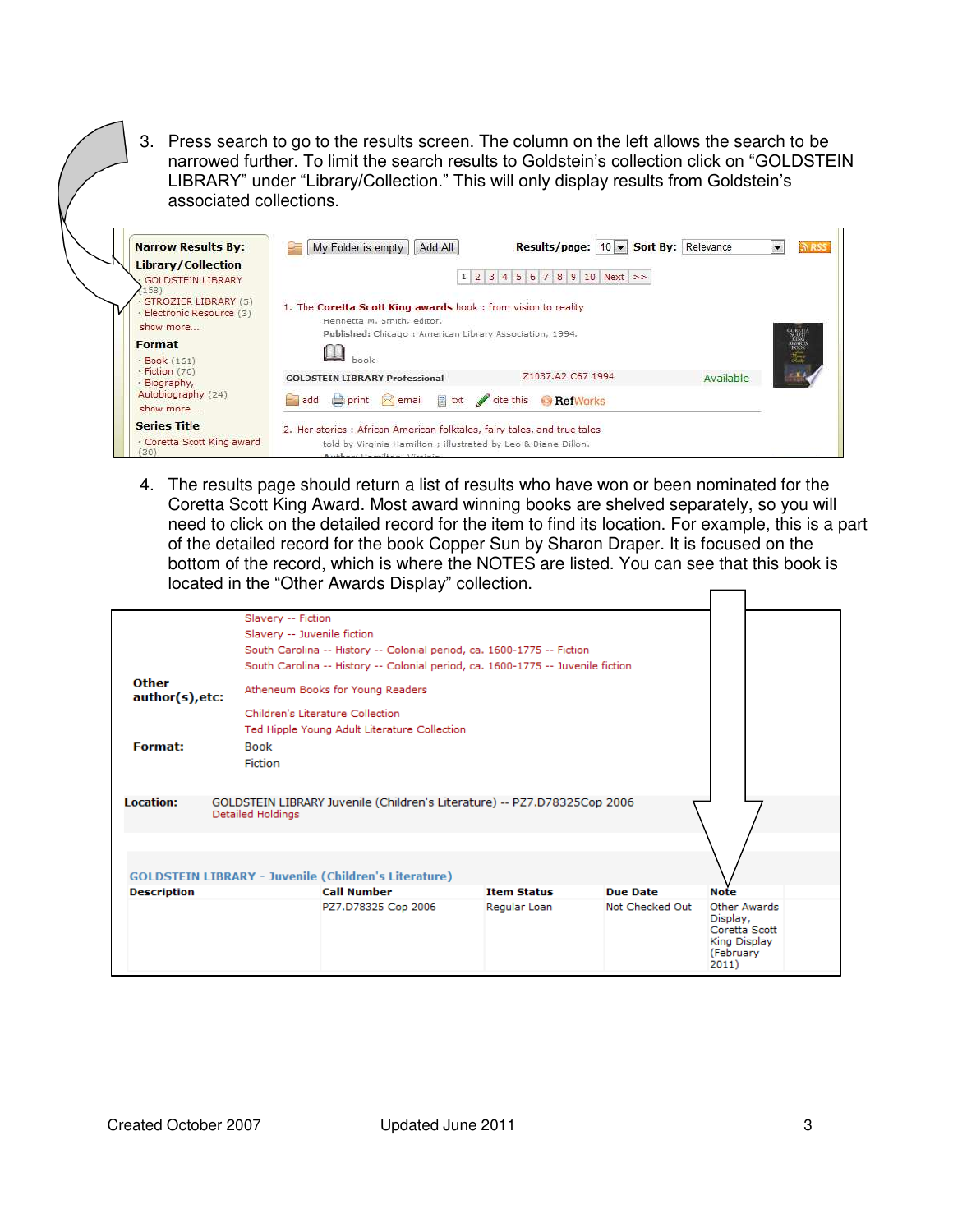3. Press search to go to the results screen. The column on the left allows the search to be narrowed further. To limit the search results to Goldstein's collection click on "GOLDSTEIN LIBRARY" under "Library/Collection." This will only display results from Goldstein's associated collections.

4. The results page should return a list of results who have won or been nominated for the Coretta Scott King Award. Most award winning books are shelved separately, so you will need to click on the detailed record for the item to find its location. For example, this is a part of the detailed record for the book Copper Sun by Sharon Draper. It is focused on the bottom of the record, which is where the NOTES are listed. You can see that this book is located in the "Other Awards Display" collection.

Created October 2007 Updated June 2011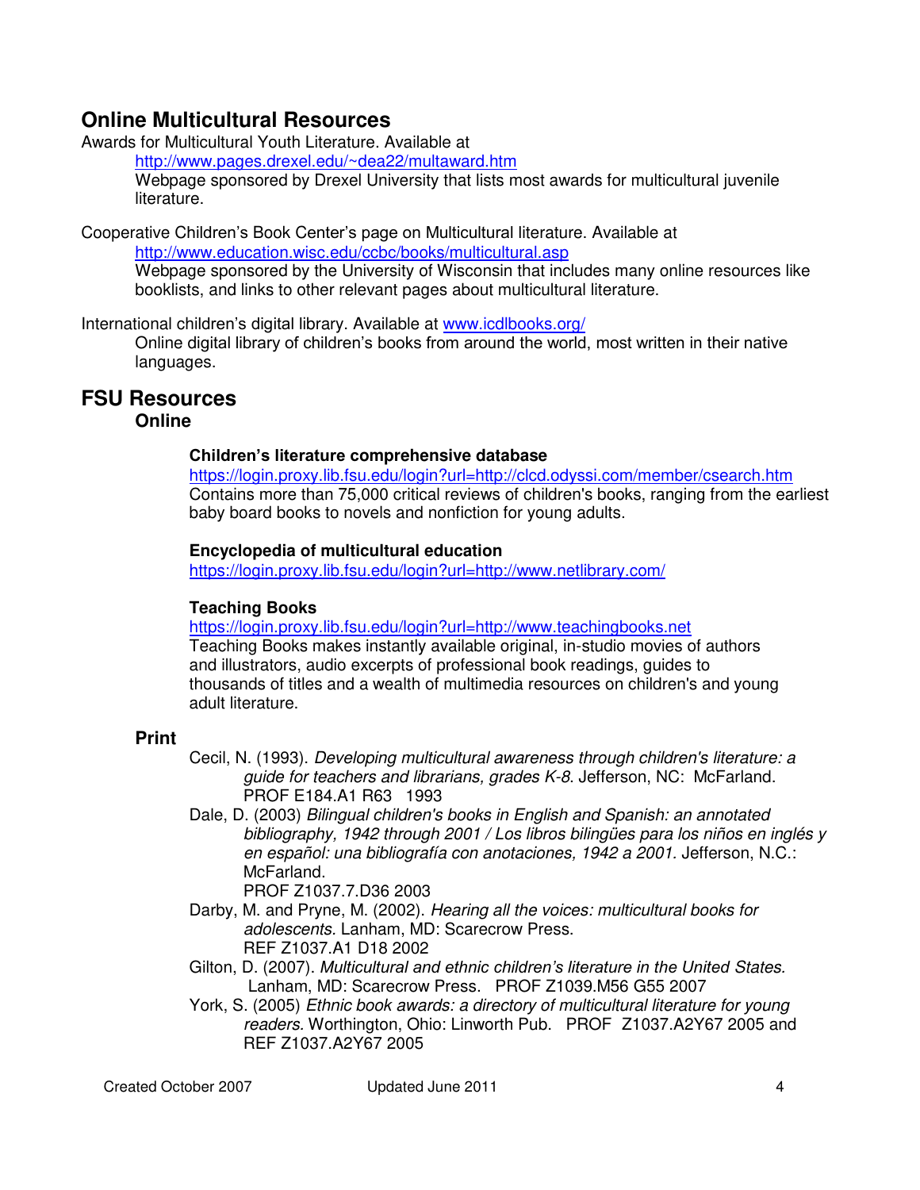## Online Multicultural Resources

Awards for Multicultural Youth Literature. Available at

http://www.pages.drexel.edu/~dea22/multaward.htm

Webpage sponsored by Drexel University that lists most awards for multicultural juvenile literature.

Cooperative Children's Book Center's page on Multicultural literature. Available at

http://www.education.wisc.edu/ccbc/books/multicultural.asp

Webpage sponsored by the University of Wisconsin that includes many online resources like booklists, and links to other relevant pages about multicultural literature.

International children's digital library. Available at www.icdlbooks.org/

Online digital library of children's books from around the world, most written in their native languages.

## FSU Resources

### Online

**Children's literature comprehensive database**

https://login.proxy.lib.fsu.edu/login?url=http://clcd.odyssi.com/member/csearch.htm

Contains more than 75,000 critical reviews of children's books, ranging from the earliest baby board books to novels and nonfiction for young adults.

**Encyclopedia of multicultural education**

https://login.proxy.lib.fsu.edu/login?url=http://www.netlibrary.com/

**Teaching Books**

https://login.proxy.lib.fsu.edu/login?url=http://www.teachingbooks.net

Teaching Books makes instantly available original, in-studio movies of authors and illustrators, audio excerpts of professional book readings, guides to thousands of titles and a wealth of multimedia resources on children's and young adult literature.

### Print

Cecil, N. (1993). *Developing multicultural awareness through children's literature: a guide for teachers and librarians, grades K-8*. Jefferson, NC: McFarland.
PROF E184.A1 R63 1993

Dale, D. (2003) *Bilingual children's books in English and Spanish: an annotated bibliography, 1942 through 2001 / Los libros bilingües para los niños en inglés y en español: una bibliografía con anotaciones, 1942 a 2001.* Jefferson, N.C.: McFarland.
PROF Z1037.7.D36 2003

Darby, M. and Pryne, M. (2002). *Hearing all the voices: multicultural books for adolescents.* Lanham, MD: Scarecrow Press.
REF Z1037.A1 D18 2002

Gilton, D. (2007). *Multicultural and ethnic children's literature in the United States.* Lanham, MD: Scarecrow Press. PROF Z1039.M56 G55 2007

York, S. (2005) *Ethnic book awards: a directory of multicultural literature for young readers.* Worthington, Ohio: Linworth Pub. PROF Z1037.A2Y67 2005 and REF Z1037.A2Y67 2005

Created October 2007 Updated June 2011